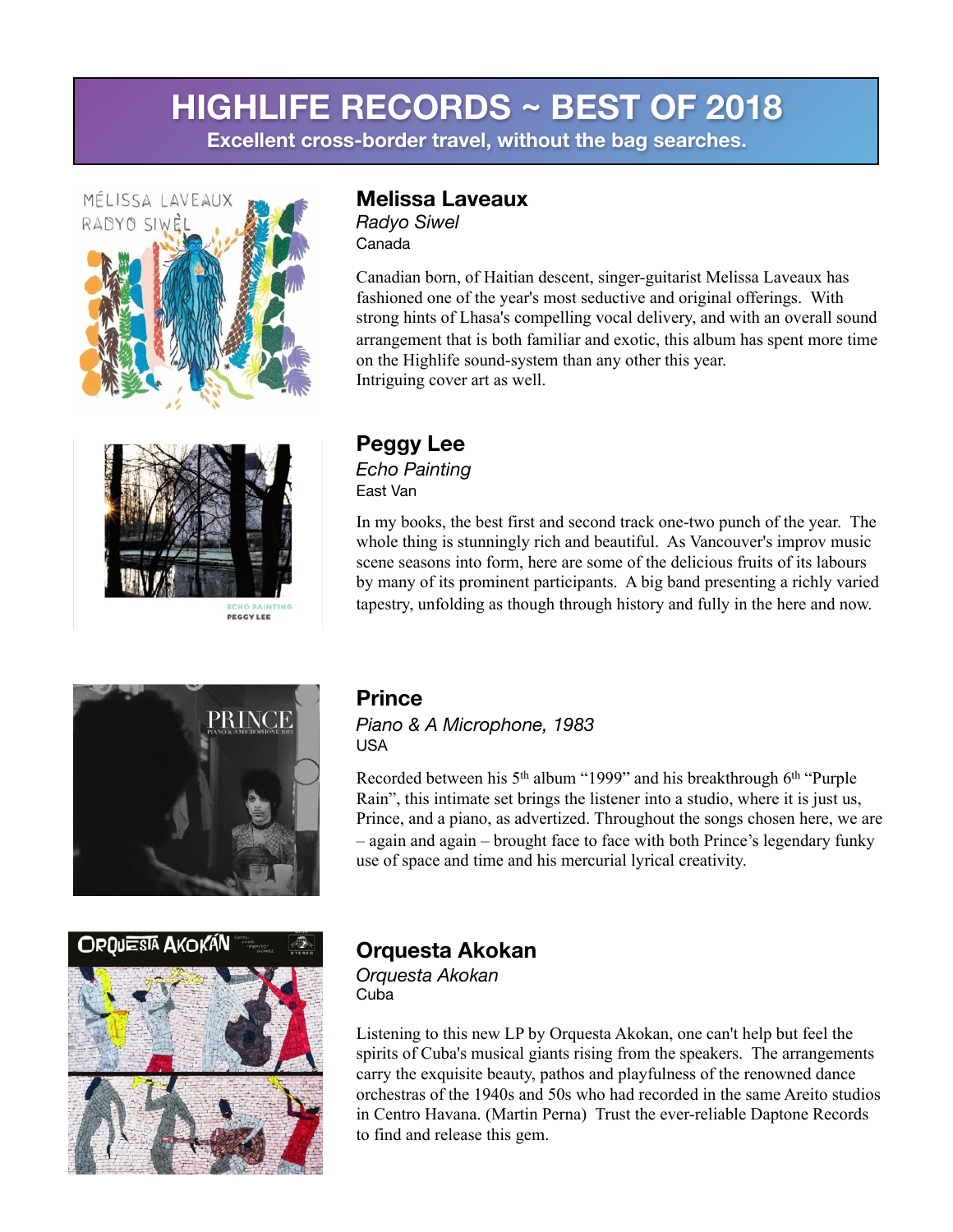# HIGHLIFE RECORDS ~ BEST OF 2018

**Excellent cross-border travel, without the bag searches.**

## Melissa Laveaux

*Radyo Siwel*

Canada

Canadian born, of Haitian descent, singer-guitarist Melissa Laveaux has fashioned one of the year's most seductive and original offerings. With strong hints of Lhasa's compelling vocal delivery, and with an overall sound arrangement that is both familiar and exotic, this album has spent more time on the Highlife sound-system than any other this year.
Intriguing cover art as well.

## Peggy Lee

*Echo Painting*

East Van

In my books, the best first and second track one-two punch of the year. The whole thing is stunningly rich and beautiful. As Vancouver's improv music scene seasons into form, here are some of the delicious fruits of its labours by many of its prominent participants. A big band presenting a richly varied tapestry, unfolding as though through history and fully in the here and now.

## Prince

*Piano & A Microphone, 1983*

USA

Recorded between his 5th album "1999" and his breakthrough 6th "Purple Rain", this intimate set brings the listener into a studio, where it is just us, Prince, and a piano, as advertized. Throughout the songs chosen here, we are – again and again – brought face to face with both Prince's legendary funky use of space and time and his mercurial lyrical creativity.

## Orquesta Akokan

*Orquesta Akokan*

Cuba

Listening to this new LP by Orquesta Akokan, one can't help but feel the spirits of Cuba's musical giants rising from the speakers. The arrangements carry the exquisite beauty, pathos and playfulness of the renowned dance orchestras of the 1940s and 50s who had recorded in the same Areito studios in Centro Havana. (Martin Perna) Trust the ever-reliable Daptone Records to find and release this gem.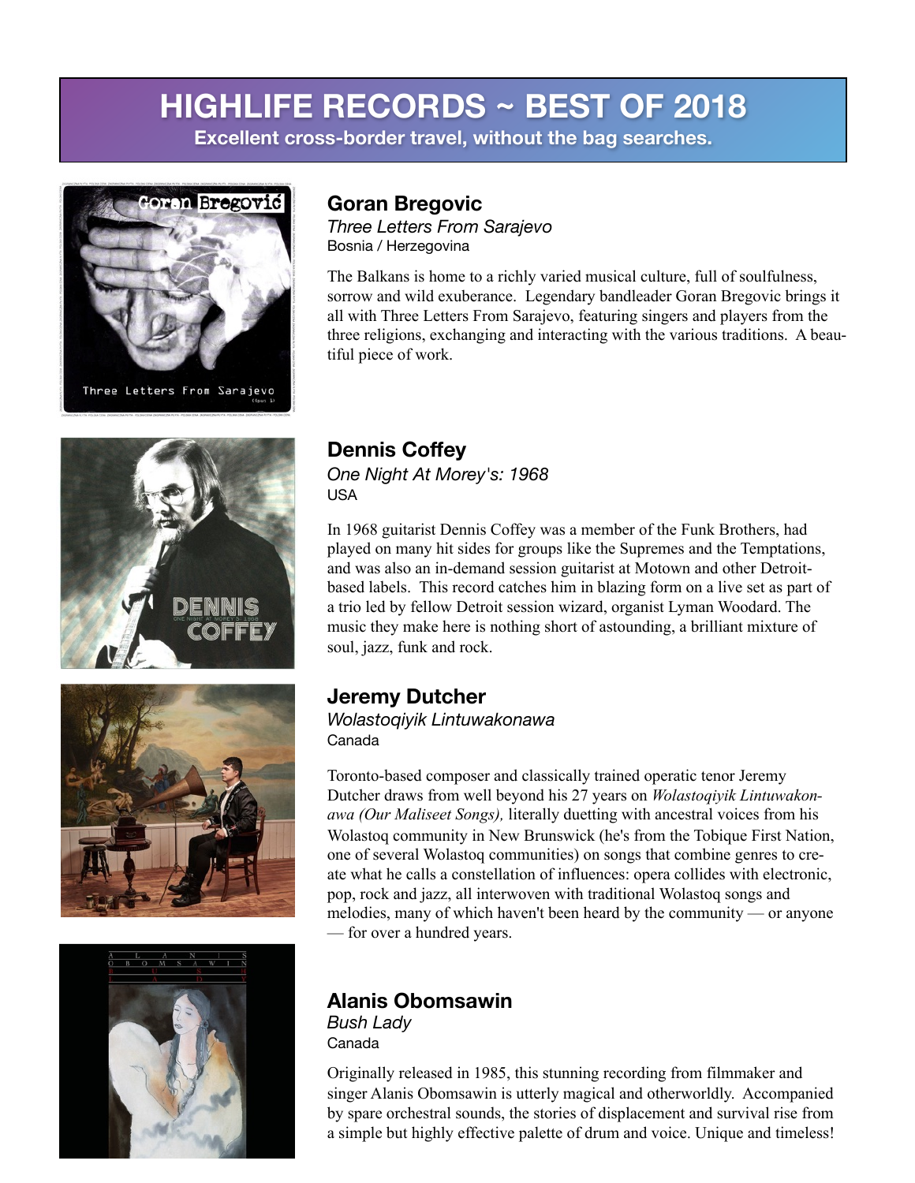# HIGHLIFE RECORDS ~ BEST OF 2018

**Excellent cross-border travel, without the bag searches.**

## Goran Bregovic

*Three Letters From Sarajevo*
Bosnia / Herzegovina

The Balkans is home to a richly varied musical culture, full of soulfulness, sorrow and wild exuberance. Legendary bandleader Goran Bregovic brings it all with Three Letters From Sarajevo, featuring singers and players from the three religions, exchanging and interacting with the various traditions. A beautiful piece of work.

## Dennis Coffey

*One Night At Morey's: 1968*
USA

In 1968 guitarist Dennis Coffey was a member of the Funk Brothers, had played on many hit sides for groups like the Supremes and the Temptations, and was also an in-demand session guitarist at Motown and other Detroit-based labels. This record catches him in blazing form on a live set as part of a trio led by fellow Detroit session wizard, organist Lyman Woodard. The music they make here is nothing short of astounding, a brilliant mixture of soul, jazz, funk and rock.

## Jeremy Dutcher

*Wolastoqiyik Lintuwakonawa*
Canada

Toronto-based composer and classically trained operatic tenor Jeremy Dutcher draws from well beyond his 27 years on *Wolastoqiyik Lintuwakonawa (Our Maliseet Songs),* literally duetting with ancestral voices from his Wolastoq community in New Brunswick (he's from the Tobique First Nation, one of several Wolastoq communities) on songs that combine genres to create what he calls a constellation of influences: opera collides with electronic, pop, rock and jazz, all interwoven with traditional Wolastoq songs and melodies, many of which haven't been heard by the community — or anyone — for over a hundred years.

## Alanis Obomsawin

*Bush Lady*
Canada

Originally released in 1985, this stunning recording from filmmaker and singer Alanis Obomsawin is utterly magical and otherworldly. Accompanied by spare orchestral sounds, the stories of displacement and survival rise from a simple but highly effective palette of drum and voice. Unique and timeless!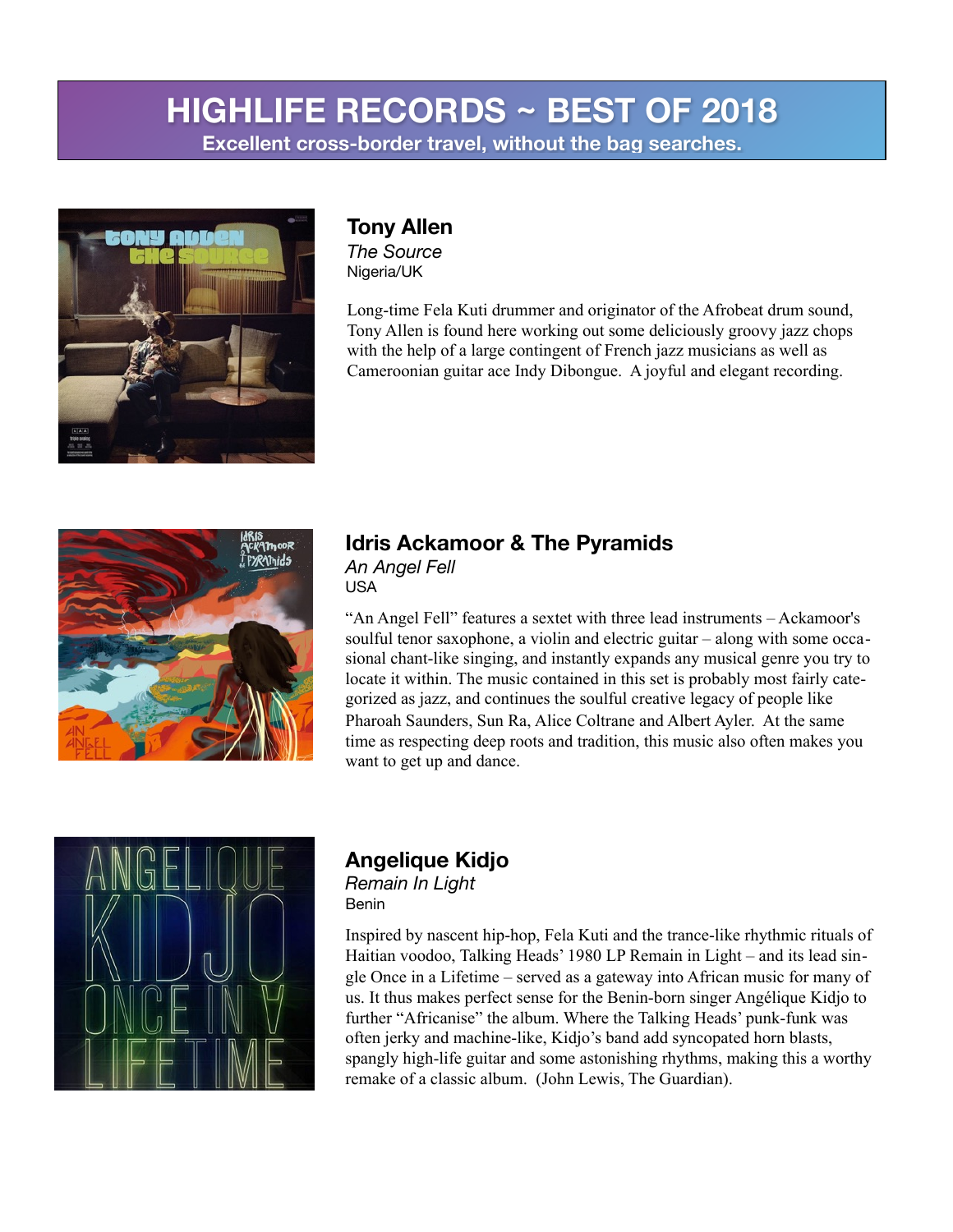# HIGHLIFE RECORDS ~ BEST OF 2018

**Excellent cross-border travel, without the bag searches.**

## Tony Allen

*The Source*

Nigeria/UK

Long-time Fela Kuti drummer and originator of the Afrobeat drum sound, Tony Allen is found here working out some deliciously groovy jazz chops with the help of a large contingent of French jazz musicians as well as Cameroonian guitar ace Indy Dibongue. A joyful and elegant recording.

## Idris Ackamoor & The Pyramids

*An Angel Fell*

USA

"An Angel Fell" features a sextet with three lead instruments – Ackamoor's soulful tenor saxophone, a violin and electric guitar – along with some occasional chant-like singing, and instantly expands any musical genre you try to locate it within. The music contained in this set is probably most fairly categorized as jazz, and continues the soulful creative legacy of people like Pharoah Saunders, Sun Ra, Alice Coltrane and Albert Ayler. At the same time as respecting deep roots and tradition, this music also often makes you want to get up and dance.

## Angelique Kidjo

*Remain In Light*

Benin

Inspired by nascent hip-hop, Fela Kuti and the trance-like rhythmic rituals of Haitian voodoo, Talking Heads' 1980 LP Remain in Light – and its lead single Once in a Lifetime – served as a gateway into African music for many of us. It thus makes perfect sense for the Benin-born singer Angélique Kidjo to further "Africanise" the album. Where the Talking Heads' punk-funk was often jerky and machine-like, Kidjo's band add syncopated horn blasts, spangly high-life guitar and some astonishing rhythms, making this a worthy remake of a classic album. (John Lewis, The Guardian).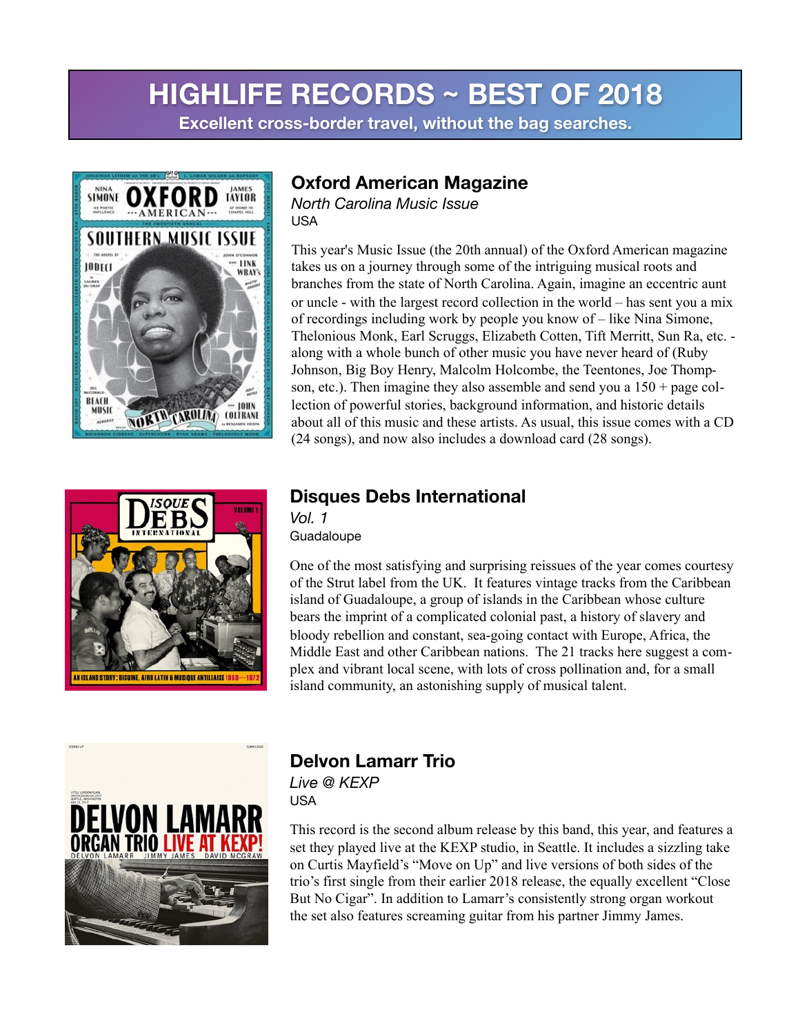# HIGHLIFE RECORDS ~ BEST OF 2018

**Excellent cross-border travel, without the bag searches.**

## Oxford American Magazine

*North Carolina Music Issue*

USA

This year's Music Issue (the 20th annual) of the Oxford American magazine takes us on a journey through some of the intriguing musical roots and branches from the state of North Carolina. Again, imagine an eccentric aunt or uncle - with the largest record collection in the world – has sent you a mix of recordings including work by people you know of – like Nina Simone, Thelonious Monk, Earl Scruggs, Elizabeth Cotten, Tift Merritt, Sun Ra, etc. - along with a whole bunch of other music you have never heard of (Ruby Johnson, Big Boy Henry, Malcolm Holcombe, the Teentones, Joe Thompson, etc.). Then imagine they also assemble and send you a 150 + page collection of powerful stories, background information, and historic details about all of this music and these artists. As usual, this issue comes with a CD (24 songs), and now also includes a download card (28 songs).

## Disques Debs International

*Vol. 1*

Guadaloupe

One of the most satisfying and surprising reissues of the year comes courtesy of the Strut label from the UK. It features vintage tracks from the Caribbean island of Guadaloupe, a group of islands in the Caribbean whose culture bears the imprint of a complicated colonial past, a history of slavery and bloody rebellion and constant, sea-going contact with Europe, Africa, the Middle East and other Caribbean nations. The 21 tracks here suggest a complex and vibrant local scene, with lots of cross pollination and, for a small island community, an astonishing supply of musical talent.

## Delvon Lamarr Trio

*Live @ KEXP*

USA

This record is the second album release by this band, this year, and features a set they played live at the KEXP studio, in Seattle. It includes a sizzling take on Curtis Mayfield's "Move on Up" and live versions of both sides of the trio's first single from their earlier 2018 release, the equally excellent "Close But No Cigar". In addition to Lamarr's consistently strong organ workout the set also features screaming guitar from his partner Jimmy James.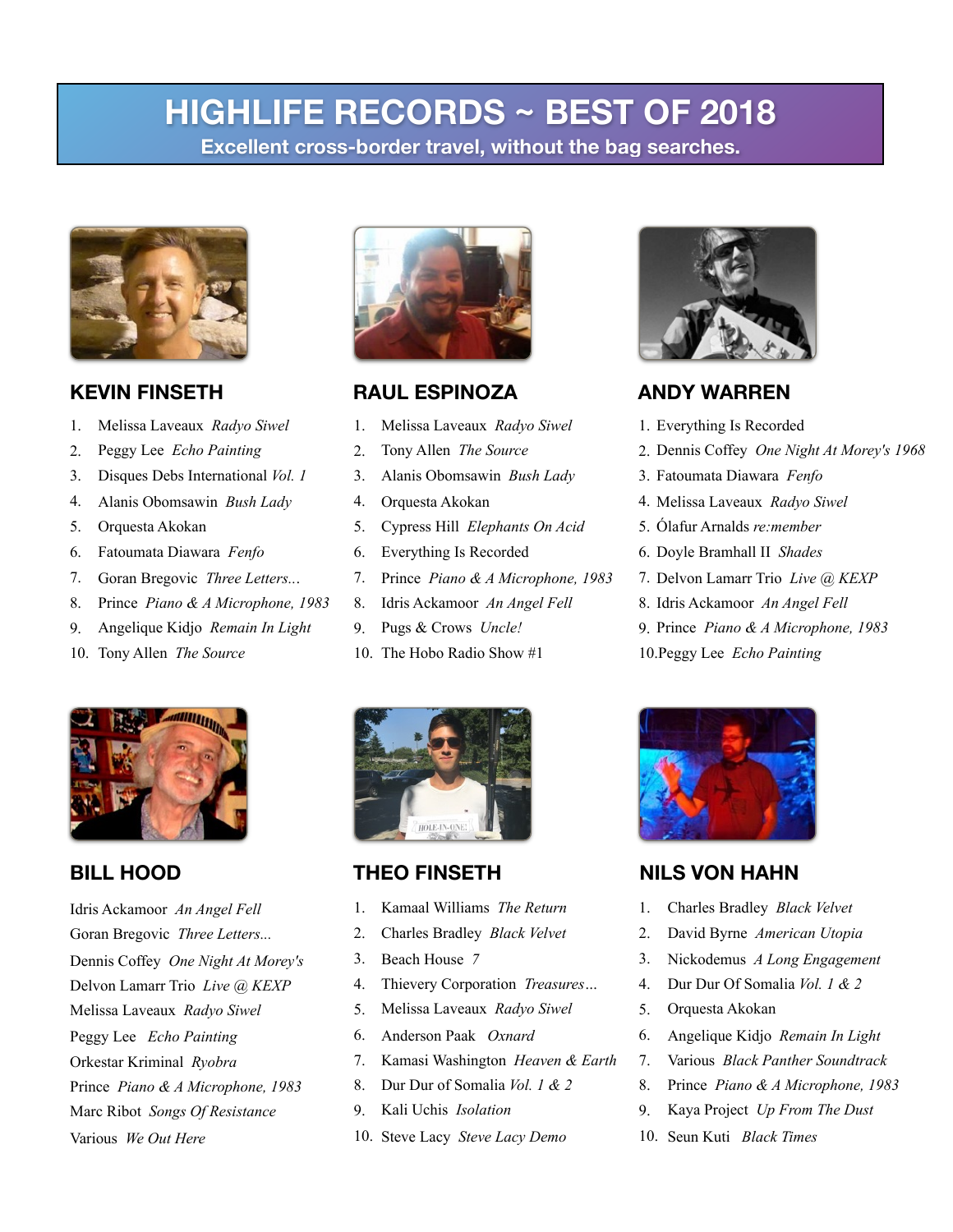# HIGHLIFE RECORDS ~ BEST OF 2018

**Excellent cross-border travel, without the bag searches.**

## KEVIN FINSETH

1. Melissa Laveaux *Radyo Siwel*
2. Peggy Lee *Echo Painting*
3. Disques Debs International *Vol. 1*
4. Alanis Obomsawin *Bush Lady*
5. Orquesta Akokan
6. Fatoumata Diawara *Fenfo*
7. Goran Bregovic *Three Letters...*
8. Prince *Piano & A Microphone, 1983*
9. Angelique Kidjo *Remain In Light*
10. Tony Allen *The Source*

## RAUL ESPINOZA

1. Melissa Laveaux *Radyo Siwel*
2. Tony Allen *The Source*
3. Alanis Obomsawin *Bush Lady*
4. Orquesta Akokan
5. Cypress Hill *Elephants On Acid*
6. Everything Is Recorded
7. Prince *Piano & A Microphone, 1983*
8. Idris Ackamoor *An Angel Fell*
9. Pugs & Crows *Uncle!*
10. The Hobo Radio Show #1

## ANDY WARREN

1. Everything Is Recorded
2. Dennis Coffey *One Night At Morey's 1968*
3. Fatoumata Diawara *Fenfo*
4. Melissa Laveaux *Radyo Siwel*
5. Ólafur Arnalds *re:member*
6. Doyle Bramhall II *Shades*
7. Delvon Lamarr Trio *Live @ KEXP*
8. Idris Ackamoor *An Angel Fell*
9. Prince *Piano & A Microphone, 1983*
10. Peggy Lee *Echo Painting*

## BILL HOOD

Idris Ackamoor *An Angel Fell*
Goran Bregovic *Three Letters...*
Dennis Coffey *One Night At Morey's*
Delvon Lamarr Trio *Live @ KEXP*
Melissa Laveaux *Radyo Siwel*
Peggy Lee *Echo Painting*
Orkestar Kriminal *Ryobra*
Prince *Piano & A Microphone, 1983*
Marc Ribot *Songs Of Resistance*
Various *We Out Here*

## THEO FINSETH

1. Kamaal Williams *The Return*
2. Charles Bradley *Black Velvet*
3. Beach House *7*
4. Thievery Corporation *Treasures…*
5. Melissa Laveaux *Radyo Siwel*
6. Anderson Paak *Oxnard*
7. Kamasi Washington *Heaven & Earth*
8. Dur Dur of Somalia *Vol. 1 & 2*
9. Kali Uchis *Isolation*
10. Steve Lacy *Steve Lacy Demo*

## NILS VON HAHN

1. Charles Bradley *Black Velvet*
2. David Byrne *American Utopia*
3. Nickodemus *A Long Engagement*
4. Dur Dur Of Somalia *Vol. 1 & 2*
5. Orquesta Akokan
6. Angelique Kidjo *Remain In Light*
7. Various *Black Panther Soundtrack*
8. Prince *Piano & A Microphone, 1983*
9. Kaya Project *Up From The Dust*
10. Seun Kuti *Black Times*